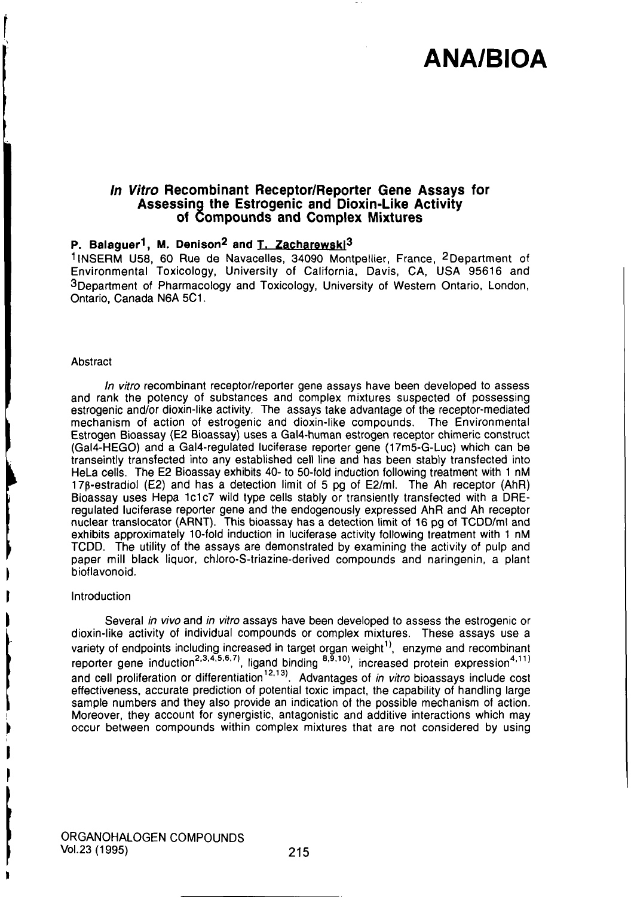# ANA/BIOA

## *In Vitro* Recombinant Receptor/Reporter Gene Assays for Assessing the Estrogenic and Dioxin-Like Activity of Compounds and Complex Mixtures

**P. Balaguer[1], M. Denison[2] and T. Zacharewski[3]**

[1]INSERM U58, 60 Rue de Navacelles, 34090 Montpellier, France, [2]Department of Environmental Toxicology, University of California, Davis, CA, USA 95616 and [3]Department of Pharmacology and Toxicology, University of Western Ontario, London, Ontario, Canada N6A 5C1.

### Abstract

*In vitro* recombinant receptor/reporter gene assays have been developed to assess and rank the potency of substances and complex mixtures suspected of possessing estrogenic and/or dioxin-like activity. The assays take advantage of the receptor-mediated mechanism of action of estrogenic and dioxin-like compounds. The Environmental Estrogen Bioassay (E2 Bioassay) uses a Gal4-human estrogen receptor chimeric construct (Gal4-HEGO) and a Gal4-regulated luciferase reporter gene (17m5-G-Luc) which can be transeintly transfected into any established cell line and has been stably transfected into HeLa cells. The E2 Bioassay exhibits 40- to 50-fold induction following treatment with 1 nM 17β-estradiol (E2) and has a detection limit of 5 pg of E2/ml. The Ah receptor (AhR) Bioassay uses Hepa 1c1c7 wild type cells stably or transiently transfected with a DRE-regulated luciferase reporter gene and the endogenously expressed AhR and Ah receptor nuclear translocator (ARNT). This bioassay has a detection limit of 16 pg of TCDD/ml and exhibits approximately 10-fold induction in luciferase activity following treatment with 1 nM TCDD. The utility of the assays are demonstrated by examining the activity of pulp and paper mill black liquor, chloro-S-triazine-derived compounds and naringenin, a plant bioflavonoid.

### Introduction

Several *in vivo* and *in vitro* assays have been developed to assess the estrogenic or dioxin-like activity of individual compounds or complex mixtures. These assays use a variety of endpoints including increased in target organ weight[1)], enzyme and recombinant reporter gene induction[2,3,4,5,6,7)], ligand binding [8,9,10)], increased protein expression[4,11)] and cell proliferation or differentiation[12,13)]. Advantages of *in vitro* bioassays include cost effectiveness, accurate prediction of potential toxic impact, the capability of handling large sample numbers and they also provide an indication of the possible mechanism of action. Moreover, they account for synergistic, antagonistic and additive interactions which may occur between compounds within complex mixtures that are not considered by using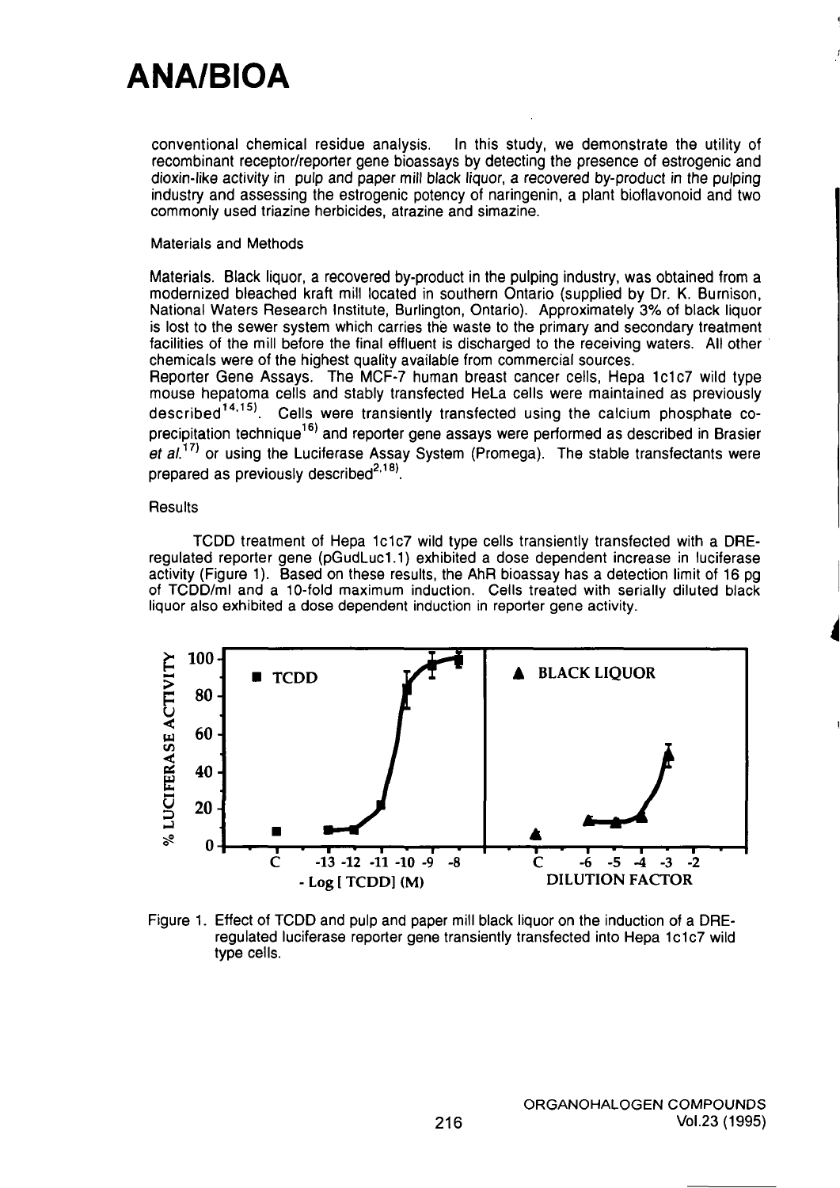conventional chemical residue analysis. In this study, we demonstrate the utility of recombinant receptor/reporter gene bioassays by detecting the presence of estrogenic and dioxin-like activity in pulp and paper mill black liquor, a recovered by-product in the pulping industry and assessing the estrogenic potency of naringenin, a plant bioflavonoid and two commonly used triazine herbicides, atrazine and simazine.

## Materials and Methods

Materials. Black liquor, a recovered by-product in the pulping industry, was obtained from a modernized bleached kraft mill located in southern Ontario (supplied by Dr. K. Burnison, National Waters Research Institute, Burlington, Ontario). Approximately 3% of black liquor is lost to the sewer system which carries the waste to the primary and secondary treatment facilities of the mill before the final effluent is discharged to the receiving waters. All other chemicals were of the highest quality available from commercial sources.

Reporter Gene Assays. The MCF-7 human breast cancer cells, Hepa 1c1c7 wild type mouse hepatoma cells and stably transfected HeLa cells were maintained as previously described[14,15]. Cells were transiently transfected using the calcium phosphate co-precipitation technique[16] and reporter gene assays were performed as described in Brasier *et al.*[17] or using the Luciferase Assay System (Promega). The stable transfectants were prepared as previously described[2,18].

## Results

TCDD treatment of Hepa 1c1c7 wild type cells transiently transfected with a DRE-regulated reporter gene (pGudLuc1.1) exhibited a dose dependent increase in luciferase activity (Figure 1). Based on these results, the AhR bioassay has a detection limit of 16 pg of TCDD/ml and a 10-fold maximum induction. Cells treated with serially diluted black liquor also exhibited a dose dependent induction in reporter gene activity.

Figure 1. Effect of TCDD and pulp and paper mill black liquor on the induction of a DRE-regulated luciferase reporter gene transiently transfected into Hepa 1c1c7 wild type cells.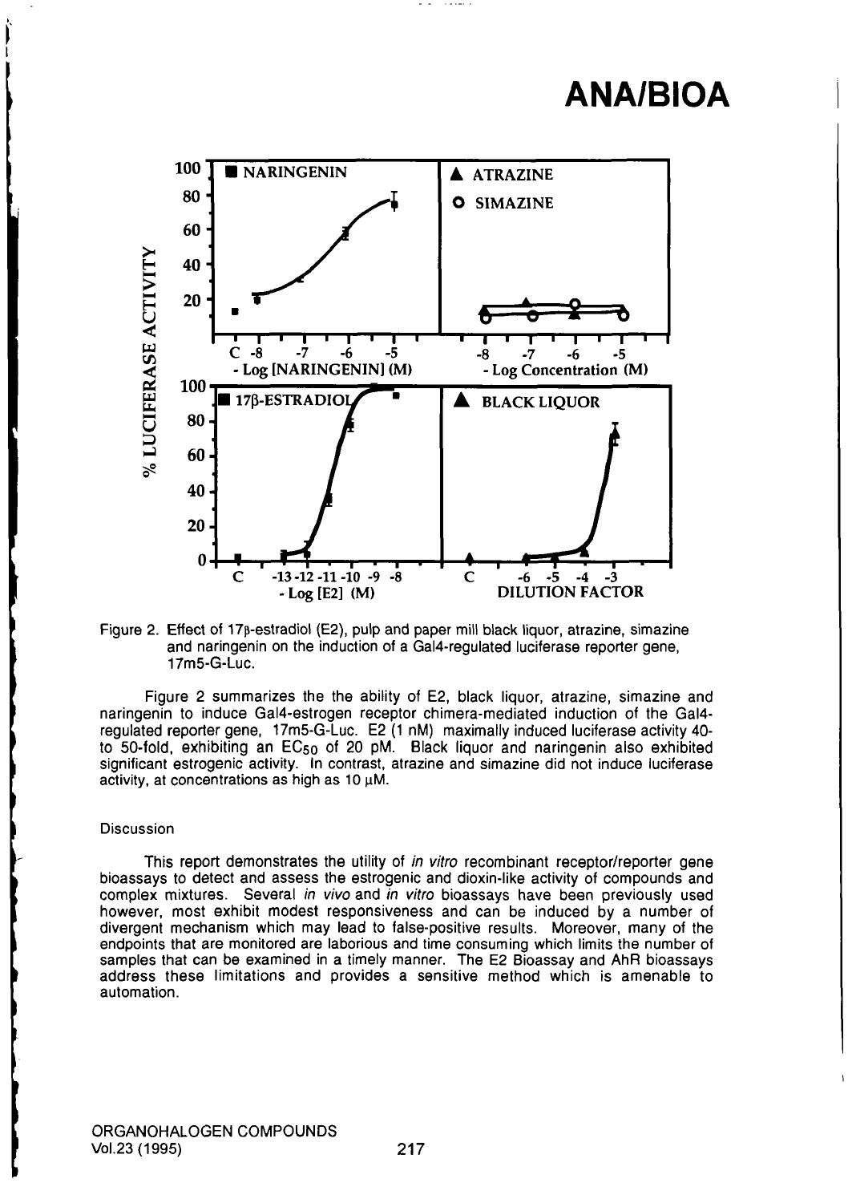Figure 2. Effect of 17β-estradiol (E2), pulp and paper mill black liquor, atrazine, simazine and naringenin on the induction of a Gal4-regulated luciferase reporter gene, 17m5-G-Luc.

Figure 2 summarizes the the ability of E2, black liquor, atrazine, simazine and naringenin to induce Gal4-estrogen receptor chimera-mediated induction of the Gal4-regulated reporter gene, 17m5-G-Luc. E2 (1 nM) maximally induced luciferase activity 40- to 50-fold, exhibiting an $EC_{50}$ of 20 pM. Black liquor and naringenin also exhibited significant estrogenic activity. In contrast, atrazine and simazine did not induce luciferase activity, at concentrations as high as 10 μM.

## Discussion

This report demonstrates the utility of *in vitro* recombinant receptor/reporter gene bioassays to detect and assess the estrogenic and dioxin-like activity of compounds and complex mixtures. Several *in vivo* and *in vitro* bioassays have been previously used however, most exhibit modest responsiveness and can be induced by a number of divergent mechanism which may lead to false-positive results. Moreover, many of the endpoints that are monitored are laborious and time consuming which limits the number of samples that can be examined in a timely manner. The E2 Bioassay and AhR bioassays address these limitations and provides a sensitive method which is amenable to automation.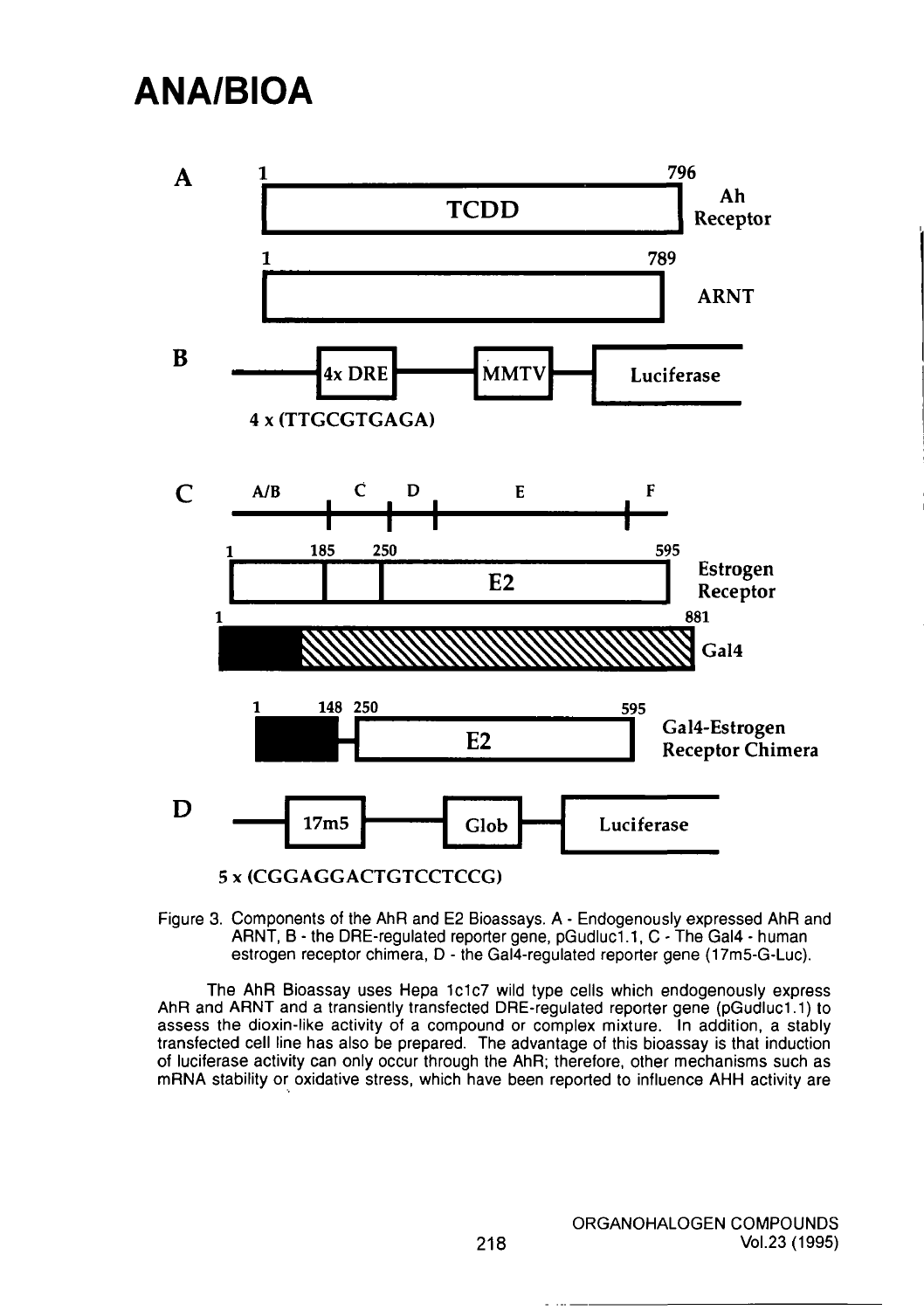Figure 3. Components of the AhR and E2 Bioassays. A - Endogenously expressed AhR and ARNT, B - the DRE-regulated reporter gene, pGudluc1.1, C - The Gal4 - human estrogen receptor chimera, D - the Gal4-regulated reporter gene (17m5-G-Luc).

The AhR Bioassay uses Hepa 1c1c7 wild type cells which endogenously express AhR and ARNT and a transiently transfected DRE-regulated reporter gene (pGudluc1.1) to assess the dioxin-like activity of a compound or complex mixture. In addition, a stably transfected cell line has also be prepared. The advantage of this bioassay is that induction of luciferase activity can only occur through the AhR; therefore, other mechanisms such as mRNA stability or oxidative stress, which have been reported to influence AHH activity are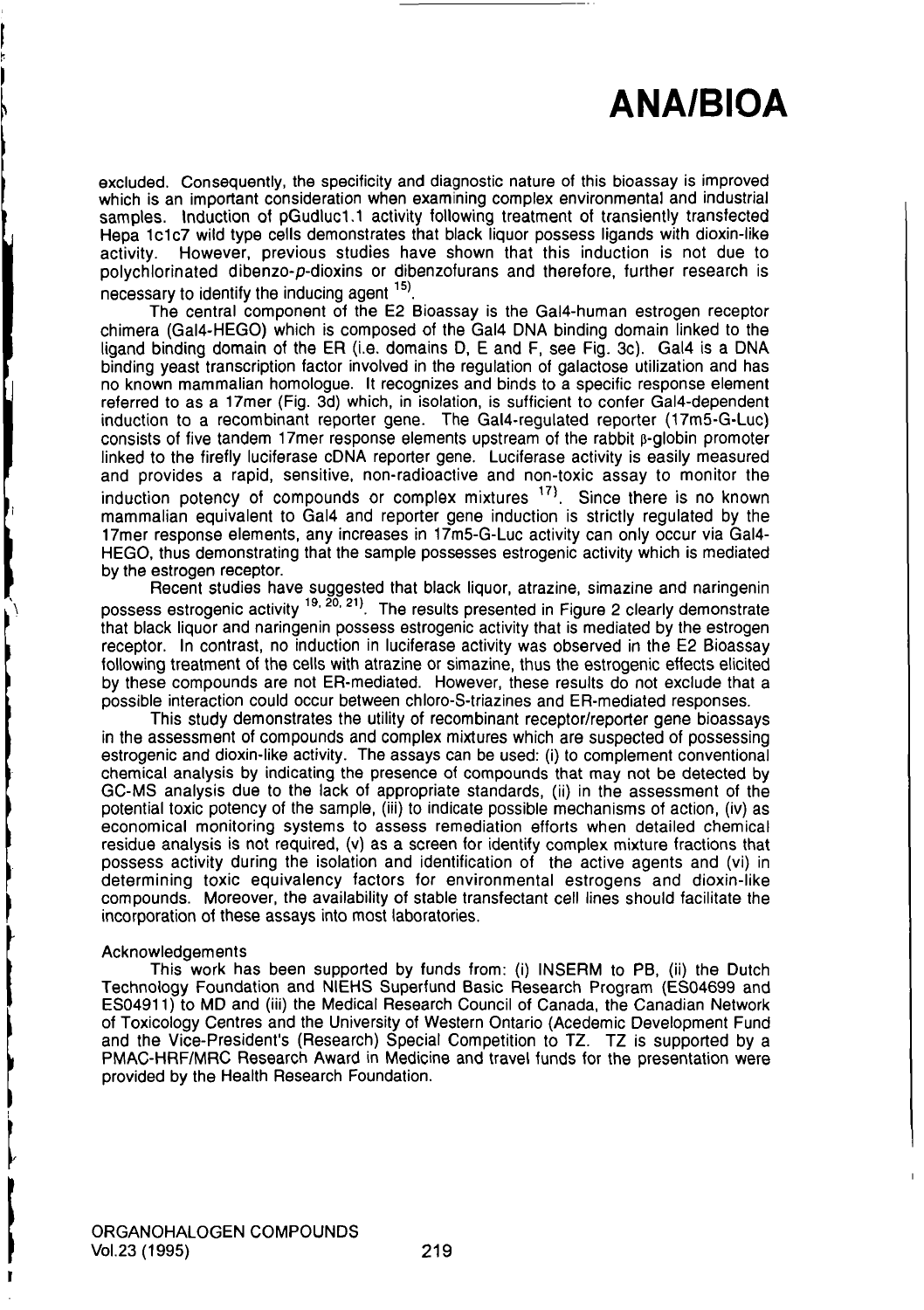excluded. Consequently, the specificity and diagnostic nature of this bioassay is improved which is an important consideration when examining complex environmental and industrial samples. Induction of pGudluc1.1 activity following treatment of transiently transfected Hepa 1c1c7 wild type cells demonstrates that black liquor possess ligands with dioxin-like activity. However, previous studies have shown that this induction is not due to polychlorinated dibenzo-*p*-dioxins or dibenzofurans and therefore, further research is necessary to identify the inducing agent [15].

The central component of the E2 Bioassay is the Gal4-human estrogen receptor chimera (Gal4-HEGO) which is composed of the Gal4 DNA binding domain linked to the ligand binding domain of the ER (i.e. domains D, E and F, see Fig. 3c). Gal4 is a DNA binding yeast transcription factor involved in the regulation of galactose utilization and has no known mammalian homologue. It recognizes and binds to a specific response element referred to as a 17mer (Fig. 3d) which, in isolation, is sufficient to confer Gal4-dependent induction to a recombinant reporter gene. The Gal4-regulated reporter (17m5-G-Luc) consists of five tandem 17mer response elements upstream of the rabbit β-globin promoter linked to the firefly luciferase cDNA reporter gene. Luciferase activity is easily measured and provides a rapid, sensitive, non-radioactive and non-toxic assay to monitor the induction potency of compounds or complex mixtures [17]. Since there is no known mammalian equivalent to Gal4 and reporter gene induction is strictly regulated by the 17mer response elements, any increases in 17m5-G-Luc activity can only occur via Gal4-HEGO, thus demonstrating that the sample possesses estrogenic activity which is mediated by the estrogen receptor.

Recent studies have suggested that black liquor, atrazine, simazine and naringenin possess estrogenic activity [19, 20, 21]. The results presented in Figure 2 clearly demonstrate that black liquor and naringenin possess estrogenic activity that is mediated by the estrogen receptor. In contrast, no induction in luciferase activity was observed in the E2 Bioassay following treatment of the cells with atrazine or simazine, thus the estrogenic effects elicited by these compounds are not ER-mediated. However, these results do not exclude that a possible interaction could occur between chloro-S-triazines and ER-mediated responses.

This study demonstrates the utility of recombinant receptor/reporter gene bioassays in the assessment of compounds and complex mixtures which are suspected of possessing estrogenic and dioxin-like activity. The assays can be used: (i) to complement conventional chemical analysis by indicating the presence of compounds that may not be detected by GC-MS analysis due to the lack of appropriate standards, (ii) in the assessment of the potential toxic potency of the sample, (iii) to indicate possible mechanisms of action, (iv) as economical monitoring systems to assess remediation efforts when detailed chemical residue analysis is not required, (v) as a screen for identify complex mixture fractions that possess activity during the isolation and identification of the active agents and (vi) in determining toxic equivalency factors for environmental estrogens and dioxin-like compounds. Moreover, the availability of stable transfectant cell lines should facilitate the incorporation of these assays into most laboratories.

## Acknowledgements

This work has been supported by funds from: (i) INSERM to PB, (ii) the Dutch Technology Foundation and NIEHS Superfund Basic Research Program (ES04699 and ES04911) to MD and (iii) the Medical Research Council of Canada, the Canadian Network of Toxicology Centres and the University of Western Ontario (Acedemic Development Fund and the Vice-President's (Research) Special Competition to TZ. TZ is supported by a PMAC-HRF/MRC Research Award in Medicine and travel funds for the presentation were provided by the Health Research Foundation.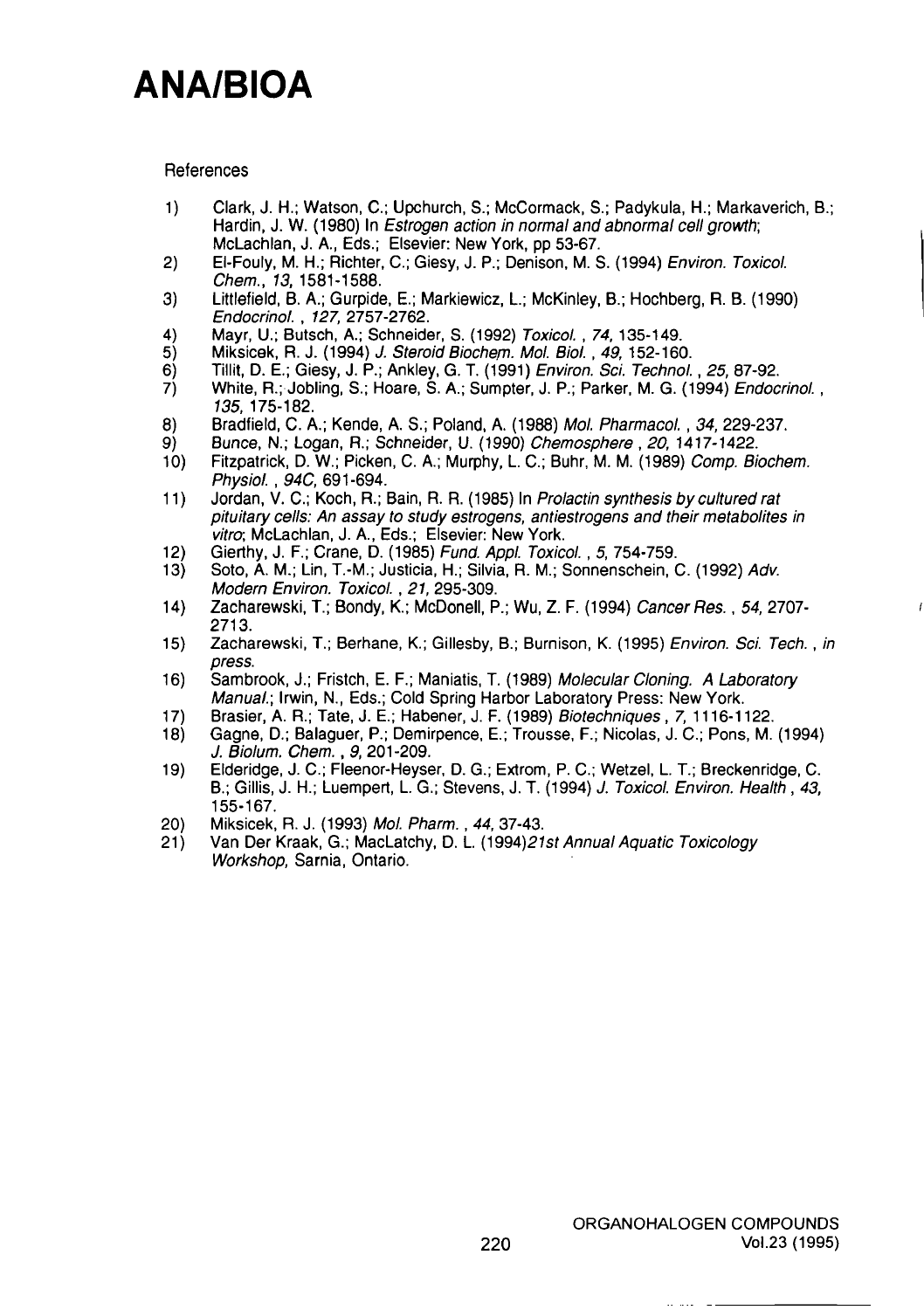References

1) Clark, J. H.; Watson, C.; Upchurch, S.; McCormack, S.; Padykula, H.; Markaverich, B.; Hardin, J. W. (1980) In *Estrogen action in normal and abnormal cell growth*; McLachlan, J. A., Eds.; Elsevier: New York, pp 53-67.
2) El-Fouly, M. H.; Richter, C.; Giesy, J. P.; Denison, M. S. (1994) *Environ. Toxicol. Chem.*, *13*, 1581-1588.
3) Littlefield, B. A.; Gurpide, E.; Markiewicz, L.; McKinley, B.; Hochberg, R. B. (1990) *Endocrinol.* , *127*, 2757-2762.
4) Mayr, U.; Butsch, A.; Schneider, S. (1992) *Toxicol.* , *74*, 135-149.
5) Miksicek, R. J. (1994) *J. Steroid Biochem. Mol. Biol.* , *49*, 152-160.
6) Tillit, D. E.; Giesy, J. P.; Ankley, G. T. (1991) *Environ. Sci. Technol.* , *25*, 87-92.
7) White, R.; Jobling, S.; Hoare, S. A.; Sumpter, J. P.; Parker, M. G. (1994) *Endocrinol.* , *135*, 175-182.
8) Bradfield, C. A.; Kende, A. S.; Poland, A. (1988) *Mol. Pharmacol.* , *34*, 229-237.
9) Bunce, N.; Logan, R.; Schneider, U. (1990) *Chemosphere* , *20*, 1417-1422.
10) Fitzpatrick, D. W.; Picken, C. A.; Murphy, L. C.; Buhr, M. M. (1989) *Comp. Biochem. Physiol.* , *94C*, 691-694.
11) Jordan, V. C.; Koch, R.; Bain, R. R. (1985) In *Prolactin synthesis by cultured rat pituitary cells: An assay to study estrogens, antiestrogens and their metabolites in vitro*; McLachlan, J. A., Eds.; Elsevier: New York.
12) Gierthy, J. F.; Crane, D. (1985) *Fund. Appl. Toxicol.* , *5*, 754-759.
13) Soto, A. M.; Lin, T.-M.; Justicia, H.; Silvia, R. M.; Sonnenschein, C. (1992) *Adv. Modern Environ. Toxicol.* , *21*, 295-309.
14) Zacharewski, T.; Bondy, K.; McDonell, P.; Wu, Z. F. (1994) *Cancer Res.* , *54*, 2707-2713.
15) Zacharewski, T.; Berhane, K.; Gillesby, B.; Burnison, K. (1995) *Environ. Sci. Tech.* , *in press.*
16) Sambrook, J.; Fristch, E. F.; Maniatis, T. (1989) *Molecular Cloning. A Laboratory Manual.*; Irwin, N., Eds.; Cold Spring Harbor Laboratory Press: New York.
17) Brasier, A. R.; Tate, J. E.; Habener, J. F. (1989) *Biotechniques* , *7*, 1116-1122.
18) Gagne, D.; Balaguer, P.; Demirpence, E.; Trousse, F.; Nicolas, J. C.; Pons, M. (1994) *J. Biolum. Chem.* , *9*, 201-209.
19) Elderidge, J. C.; Fleenor-Heyser, D. G.; Extrom, P. C.; Wetzel, L. T.; Breckenridge, C. B.; Gillis, J. H.; Luempert, L. G.; Stevens, J. T. (1994) *J. Toxicol. Environ. Health* , *43*, 155-167.
20) Miksicek, R. J. (1993) *Mol. Pharm.* , *44*, 37-43.
21) Van Der Kraak, G.; MacLatchy, D. L. (1994)*21st Annual Aquatic Toxicology Workshop*, Sarnia, Ontario.